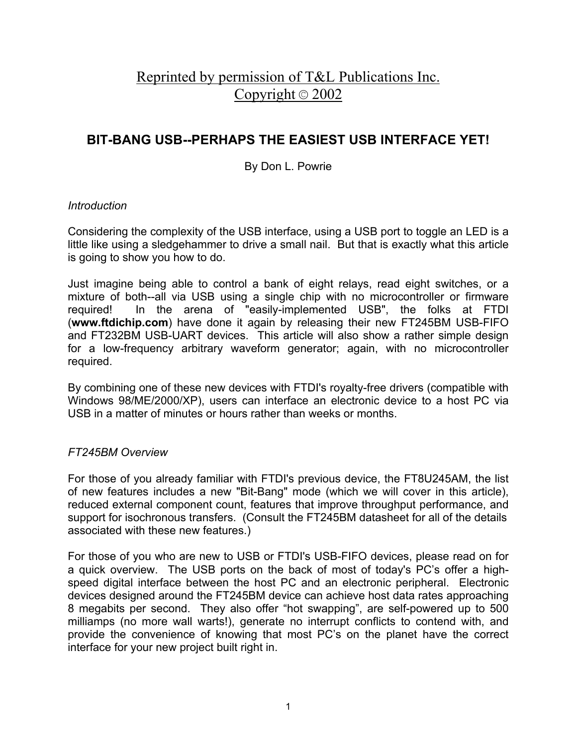Reprinted by permission of T&L Publications Inc.
Copyright © 2002

# BIT-BANG USB--PERHAPS THE EASIEST USB INTERFACE YET!

By Don L. Powrie

*Introduction*

Considering the complexity of the USB interface, using a USB port to toggle an LED is a little like using a sledgehammer to drive a small nail. But that is exactly what this article is going to show you how to do.

Just imagine being able to control a bank of eight relays, read eight switches, or a mixture of both--all via USB using a single chip with no microcontroller or firmware required! In the arena of "easily-implemented USB", the folks at FTDI (**www.ftdichip.com**) have done it again by releasing their new FT245BM USB-FIFO and FT232BM USB-UART devices. This article will also show a rather simple design for a low-frequency arbitrary waveform generator; again, with no microcontroller required.

By combining one of these new devices with FTDI's royalty-free drivers (compatible with Windows 98/ME/2000/XP), users can interface an electronic device to a host PC via USB in a matter of minutes or hours rather than weeks or months.

*FT245BM Overview*

For those of you already familiar with FTDI's previous device, the FT8U245AM, the list of new features includes a new "Bit-Bang" mode (which we will cover in this article), reduced external component count, features that improve throughput performance, and support for isochronous transfers. (Consult the FT245BM datasheet for all of the details associated with these new features.)

For those of you who are new to USB or FTDI's USB-FIFO devices, please read on for a quick overview. The USB ports on the back of most of today's PC's offer a high-speed digital interface between the host PC and an electronic peripheral. Electronic devices designed around the FT245BM device can achieve host data rates approaching 8 megabits per second. They also offer "hot swapping", are self-powered up to 500 milliamps (no more wall warts!), generate no interrupt conflicts to contend with, and provide the convenience of knowing that most PC's on the planet have the correct interface for your new project built right in.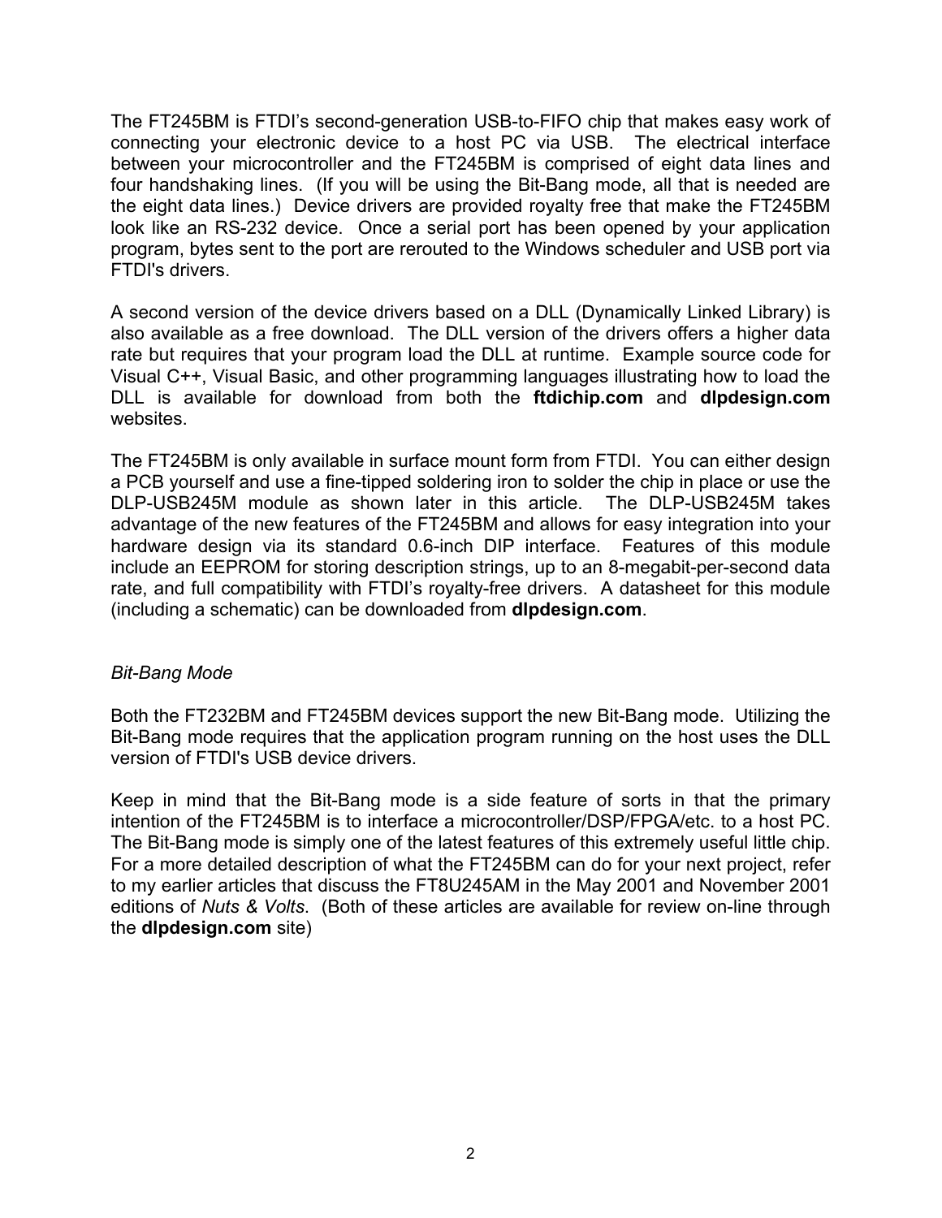The FT245BM is FTDI’s second-generation USB-to-FIFO chip that makes easy work of connecting your electronic device to a host PC via USB. The electrical interface between your microcontroller and the FT245BM is comprised of eight data lines and four handshaking lines. (If you will be using the Bit-Bang mode, all that is needed are the eight data lines.) Device drivers are provided royalty free that make the FT245BM look like an RS-232 device. Once a serial port has been opened by your application program, bytes sent to the port are rerouted to the Windows scheduler and USB port via FTDI's drivers.

A second version of the device drivers based on a DLL (Dynamically Linked Library) is also available as a free download. The DLL version of the drivers offers a higher data rate but requires that your program load the DLL at runtime. Example source code for Visual C++, Visual Basic, and other programming languages illustrating how to load the DLL is available for download from both the **ftdichip.com** and **dlpdesign.com** websites.

The FT245BM is only available in surface mount form from FTDI. You can either design a PCB yourself and use a fine-tipped soldering iron to solder the chip in place or use the DLP-USB245M module as shown later in this article. The DLP-USB245M takes advantage of the new features of the FT245BM and allows for easy integration into your hardware design via its standard 0.6-inch DIP interface. Features of this module include an EEPROM for storing description strings, up to an 8-megabit-per-second data rate, and full compatibility with FTDI’s royalty-free drivers. A datasheet for this module (including a schematic) can be downloaded from **dlpdesign.com**.

*Bit-Bang Mode*

Both the FT232BM and FT245BM devices support the new Bit-Bang mode. Utilizing the Bit-Bang mode requires that the application program running on the host uses the DLL version of FTDI's USB device drivers.

Keep in mind that the Bit-Bang mode is a side feature of sorts in that the primary intention of the FT245BM is to interface a microcontroller/DSP/FPGA/etc. to a host PC. The Bit-Bang mode is simply one of the latest features of this extremely useful little chip. For a more detailed description of what the FT245BM can do for your next project, refer to my earlier articles that discuss the FT8U245AM in the May 2001 and November 2001 editions of *Nuts & Volts*. (Both of these articles are available for review on-line through the **dlpdesign.com** site)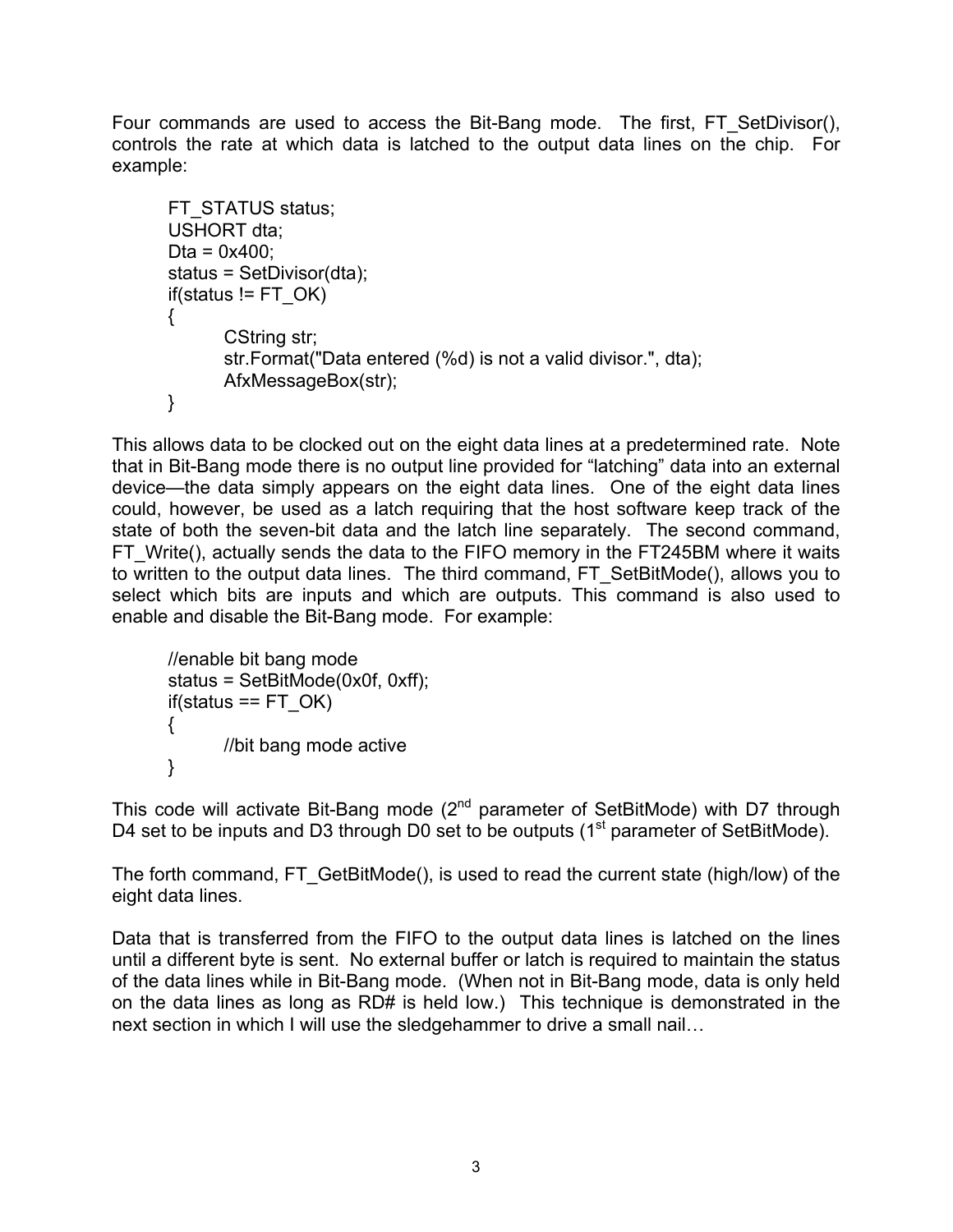Four commands are used to access the Bit-Bang mode. The first, FT_SetDivisor(), controls the rate at which data is latched to the output data lines on the chip. For example:

```
FT_STATUS status;
USHORT dta;
Dta = 0x400;
status = SetDivisor(dta);
if(status != FT_OK)
{
        CString str;
        str.Format("Data entered (%d) is not a valid divisor.", dta);
        AfxMessageBox(str);
}
```

This allows data to be clocked out on the eight data lines at a predetermined rate. Note that in Bit-Bang mode there is no output line provided for "latching" data into an external device—the data simply appears on the eight data lines. One of the eight data lines could, however, be used as a latch requiring that the host software keep track of the state of both the seven-bit data and the latch line separately. The second command, FT_Write(), actually sends the data to the FIFO memory in the FT245BM where it waits to written to the output data lines. The third command, FT_SetBitMode(), allows you to select which bits are inputs and which are outputs. This command is also used to enable and disable the Bit-Bang mode. For example:

```
//enable bit bang mode
status = SetBitMode(0x0f, 0xff);
if(status == FT_OK)
{
        //bit bang mode active
}
```

This code will activate Bit-Bang mode (2nd parameter of SetBitMode) with D7 through D4 set to be inputs and D3 through D0 set to be outputs (1st parameter of SetBitMode).

The forth command, FT_GetBitMode(), is used to read the current state (high/low) of the eight data lines.

Data that is transferred from the FIFO to the output data lines is latched on the lines until a different byte is sent. No external buffer or latch is required to maintain the status of the data lines while in Bit-Bang mode. (When not in Bit-Bang mode, data is only held on the data lines as long as RD# is held low.) This technique is demonstrated in the next section in which I will use the sledgehammer to drive a small nail…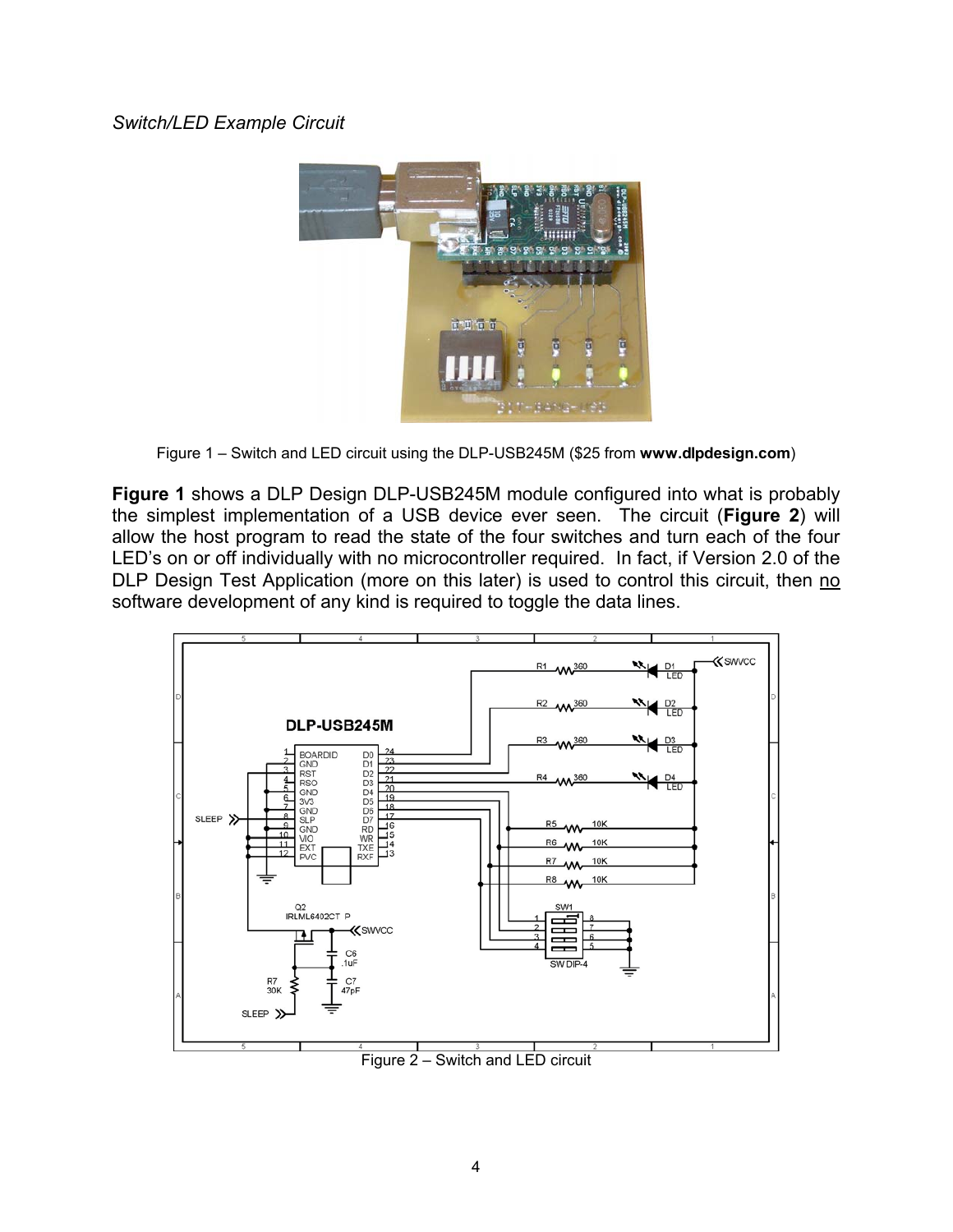*Switch/LED Example Circuit*

Figure 1 – Switch and LED circuit using the DLP-USB245M ($25 from **www.dlpdesign.com**)

**Figure 1** shows a DLP Design DLP-USB245M module configured into what is probably the simplest implementation of a USB device ever seen. The circuit (**Figure 2**) will allow the host program to read the state of the four switches and turn each of the four LED's on or off individually with no microcontroller required. In fact, if Version 2.0 of the DLP Design Test Application (more on this later) is used to control this circuit, then no software development of any kind is required to toggle the data lines.

Figure 2 – Switch and LED circuit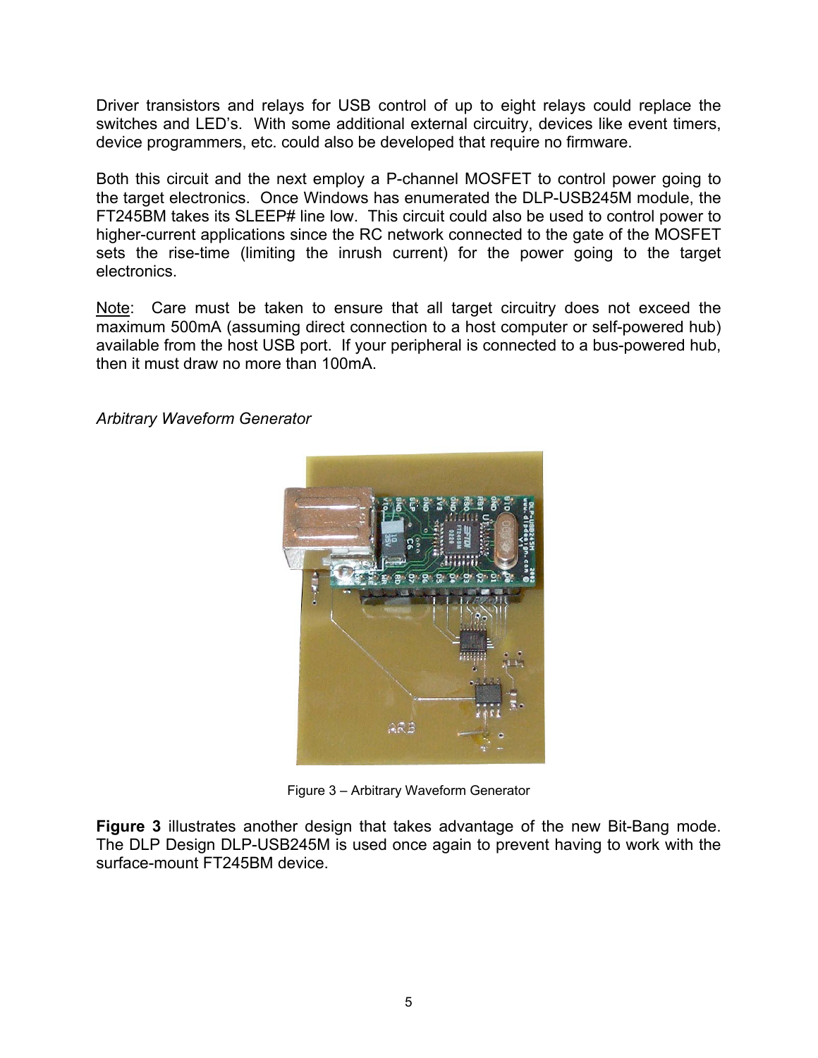Driver transistors and relays for USB control of up to eight relays could replace the switches and LED's. With some additional external circuitry, devices like event timers, device programmers, etc. could also be developed that require no firmware.

Both this circuit and the next employ a P-channel MOSFET to control power going to the target electronics. Once Windows has enumerated the DLP-USB245M module, the FT245BM takes its SLEEP# line low. This circuit could also be used to control power to higher-current applications since the RC network connected to the gate of the MOSFET sets the rise-time (limiting the inrush current) for the power going to the target electronics.

Note: Care must be taken to ensure that all target circuitry does not exceed the maximum 500mA (assuming direct connection to a host computer or self-powered hub) available from the host USB port. If your peripheral is connected to a bus-powered hub, then it must draw no more than 100mA.

*Arbitrary Waveform Generator*

Figure 3 – Arbitrary Waveform Generator

**Figure 3** illustrates another design that takes advantage of the new Bit-Bang mode. The DLP Design DLP-USB245M is used once again to prevent having to work with the surface-mount FT245BM device.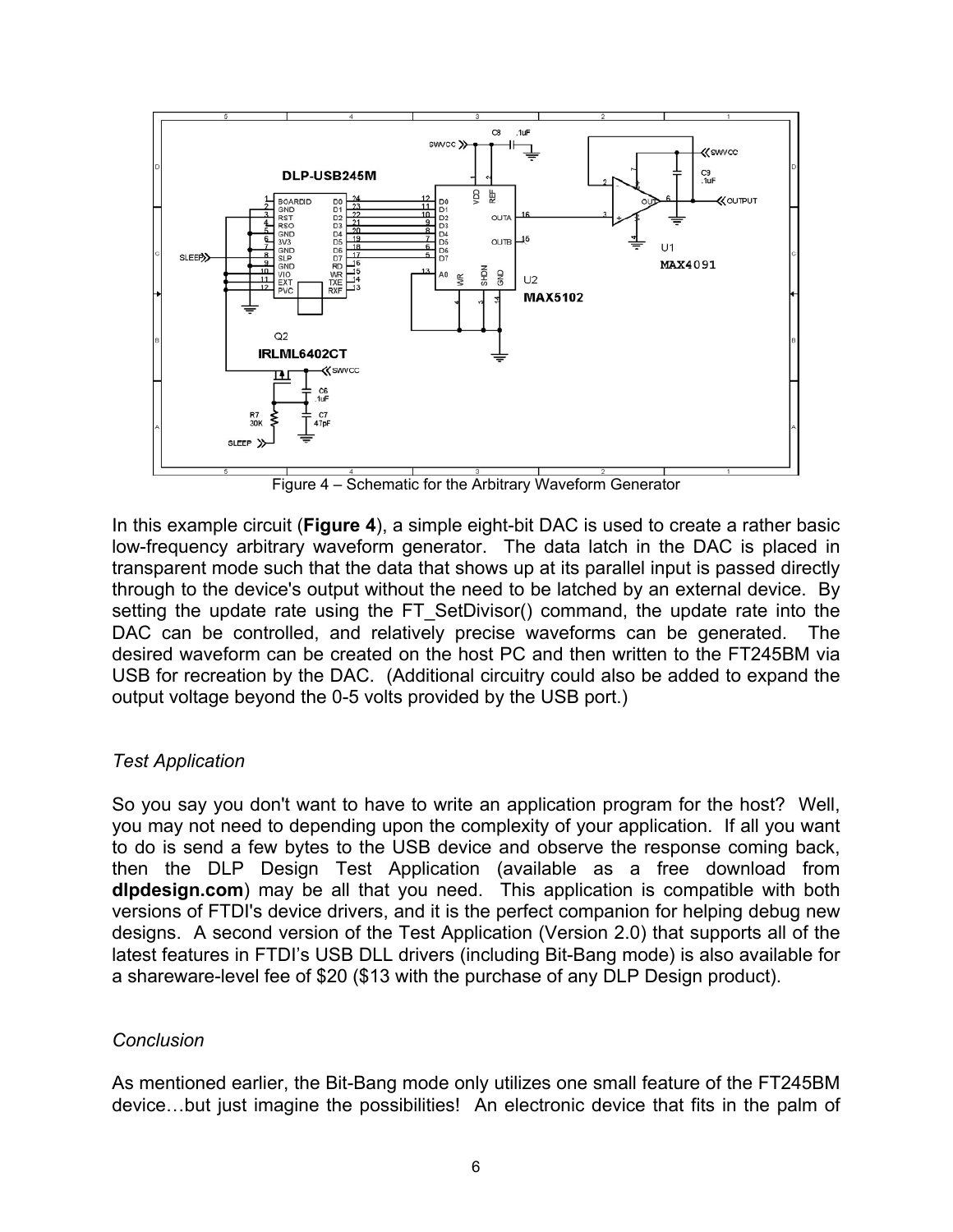Figure 4 – Schematic for the Arbitrary Waveform Generator

In this example circuit (**Figure 4**), a simple eight-bit DAC is used to create a rather basic low-frequency arbitrary waveform generator. The data latch in the DAC is placed in transparent mode such that the data that shows up at its parallel input is passed directly through to the device's output without the need to be latched by an external device. By setting the update rate using the FT_SetDivisor() command, the update rate into the DAC can be controlled, and relatively precise waveforms can be generated. The desired waveform can be created on the host PC and then written to the FT245BM via USB for recreation by the DAC. (Additional circuitry could also be added to expand the output voltage beyond the 0-5 volts provided by the USB port.)

*Test Application*

So you say you don't want to have to write an application program for the host? Well, you may not need to depending upon the complexity of your application. If all you want to do is send a few bytes to the USB device and observe the response coming back, then the DLP Design Test Application (available as a free download from **dlpdesign.com**) may be all that you need. This application is compatible with both versions of FTDI's device drivers, and it is the perfect companion for helping debug new designs. A second version of the Test Application (Version 2.0) that supports all of the latest features in FTDI's USB DLL drivers (including Bit-Bang mode) is also available for a shareware-level fee of $20 ($13 with the purchase of any DLP Design product).

*Conclusion*

As mentioned earlier, the Bit-Bang mode only utilizes one small feature of the FT245BM device…but just imagine the possibilities! An electronic device that fits in the palm of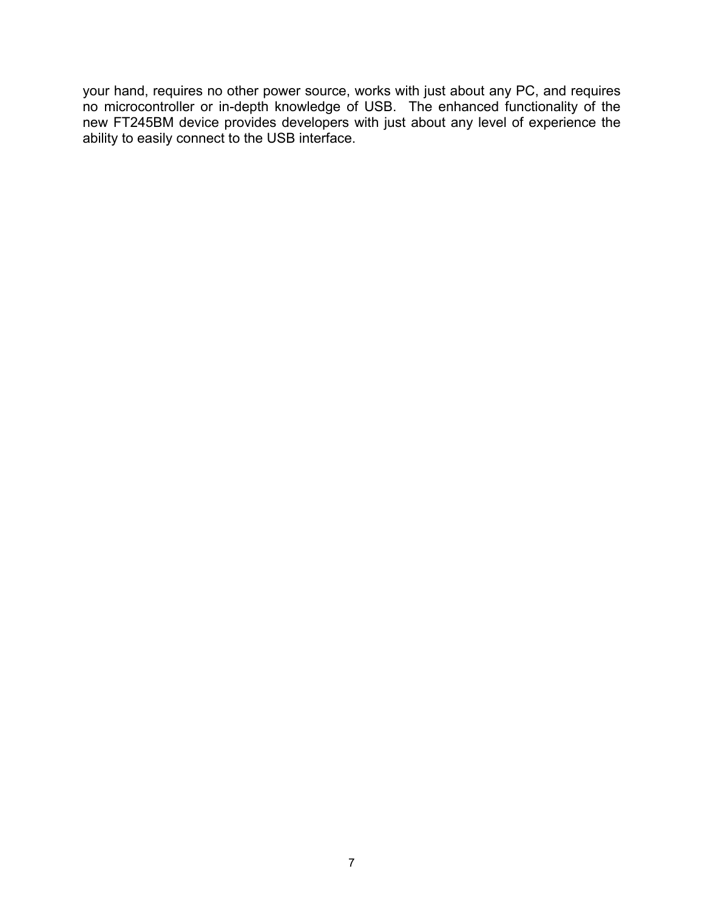your hand, requires no other power source, works with just about any PC, and requires no microcontroller or in-depth knowledge of USB. The enhanced functionality of the new FT245BM device provides developers with just about any level of experience the ability to easily connect to the USB interface.